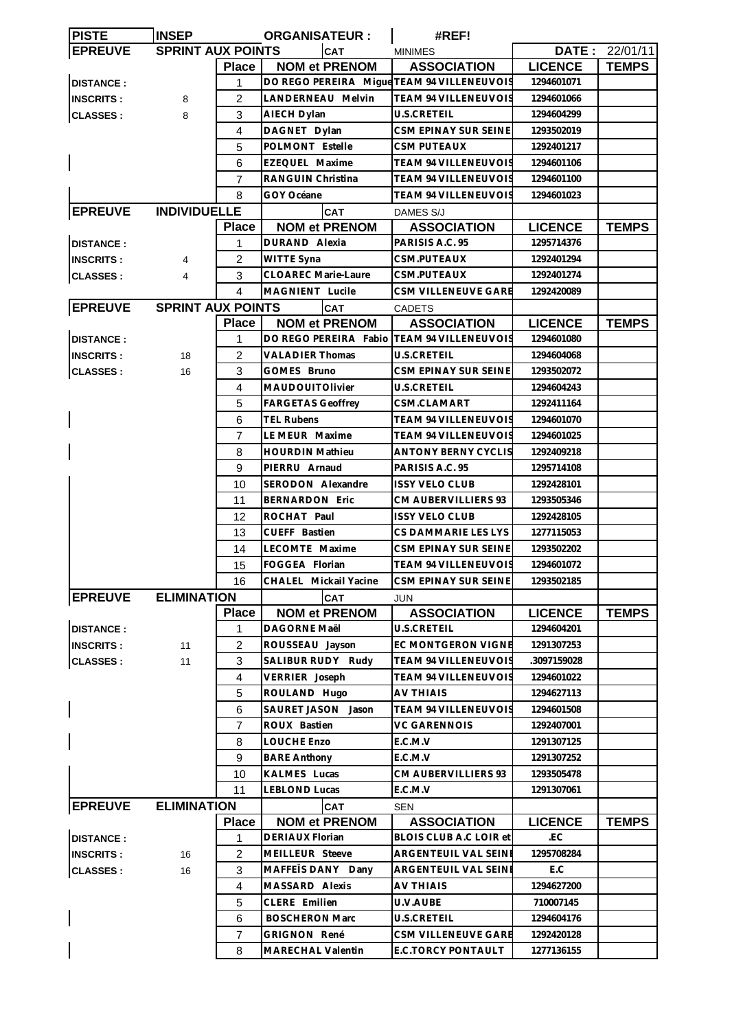| PISTE | INSEP | | ORGANISATEUR : | | #REF! | | |
|---|---|---|---|---|---|---|---|
| **EPREUVE** | **SPRINT AUX POINTS** | | | **CAT** | MINIMES | **DATE :** | 22/01/11 |
| | | **Place** | **NOM et PRENOM** | | **ASSOCIATION** | **LICENCE** | **TEMPS** |
| **DISTANCE :** | | 1 | DO REGO PEREIRA Migue | | TEAM 94 VILLENEUVOIS | 1294601071 | |
| **INSCRITS :** | 8 | 2 | LANDERNEAU Melvin | | TEAM 94 VILLENEUVOIS | 1294601066 | |
| **CLASSES :** | 8 | 3 | AIECH Dylan | | U.S.CRETEIL | 1294604299 | |
| | | 4 | DAGNET Dylan | | CSM EPINAY SUR SEINE | 1293502019 | |
| | | 5 | POLMONT Estelle | | CSM PUTEAUX | 1292401217 | |
| | | 6 | EZEQUEL Maxime | | TEAM 94 VILLENEUVOIS | 1294601106 | |
| | | 7 | RANGUIN Christina | | TEAM 94 VILLENEUVOIS | 1294601100 | |
| | | 8 | GOY Océane | | TEAM 94 VILLENEUVOIS | 1294601023 | |
| **EPREUVE** | **INDIVIDUELLE** | | | **CAT** | DAMES S/J | | |
| | | **Place** | **NOM et PRENOM** | | **ASSOCIATION** | **LICENCE** | **TEMPS** |
| **DISTANCE :** | | 1 | DURAND Alexia | | PARISIS A.C. 95 | 1295714376 | |
| **INSCRITS :** | 4 | 2 | WITTE Syna | | CSM.PUTEAUX | 1292401294 | |
| **CLASSES :** | 4 | 3 | CLOAREC Marie-Laure | | CSM.PUTEAUX | 1292401274 | |
| | | 4 | MAGNIENT Lucile | | CSM VILLENEUVE GARE | 1292420089 | |
| **EPREUVE** | **SPRINT AUX POINTS** | | | **CAT** | CADETS | | |
| | | **Place** | **NOM et PRENOM** | | **ASSOCIATION** | **LICENCE** | **TEMPS** |
| **DISTANCE :** | | 1 | DO REGO PEREIRA Fabio | | TEAM 94 VILLENEUVOIS | 1294601080 | |
| **INSCRITS :** | 18 | 2 | VALADIER Thomas | | U.S.CRETEIL | 1294604068 | |
| **CLASSES :** | 16 | 3 | GOMES Bruno | | CSM EPINAY SUR SEINE | 1293502072 | |
| | | 4 | MAUDOUITOlivier | | U.S.CRETEIL | 1294604243 | |
| | | 5 | FARGETAS Geoffrey | | CSM.CLAMART | 1292411164 | |
| | | 6 | TEL Rubens | | TEAM 94 VILLENEUVOIS | 1294601070 | |
| | | 7 | LE MEUR Maxime | | TEAM 94 VILLENEUVOIS | 1294601025 | |
| | | 8 | HOURDIN Mathieu | | ANTONY BERNY CYCLIS | 1292409218 | |
| | | 9 | PIERRU Arnaud | | PARISIS A.C. 95 | 1295714108 | |
| | | 10 | SERODON Alexandre | | ISSY VELO CLUB | 1292428101 | |
| | | 11 | BERNARDON Eric | | CM AUBERVILLIERS 93 | 1293505346 | |
| | | 12 | ROCHAT Paul | | ISSY VELO CLUB | 1292428105 | |
| | | 13 | CUEFF Bastien | | CS DAMMARIE LES LYS | 1277115053 | |
| | | 14 | LECOMTE Maxime | | CSM EPINAY SUR SEINE | 1293502202 | |
| | | 15 | FOGGEA Florian | | TEAM 94 VILLENEUVOIS | 1294601072 | |
| | | 16 | CHALEL Mickail Yacine | | CSM EPINAY SUR SEINE | 1293502185 | |
| **EPREUVE** | **ELIMINATION** | | | **CAT** | JUN | | |
| | | **Place** | **NOM et PRENOM** | | **ASSOCIATION** | **LICENCE** | **TEMPS** |
| **DISTANCE :** | | 1 | DAGORNE Maël | | U.S.CRETEIL | 1294604201 | |
| **INSCRITS :** | 11 | 2 | ROUSSEAU Jayson | | EC MONTGERON VIGNE | 1291307253 | |
| **CLASSES :** | 11 | 3 | SALIBUR RUDY Rudy | | TEAM 94 VILLENEUVOIS | .3097159028 | |
| | | 4 | VERRIER Joseph | | TEAM 94 VILLENEUVOIS | 1294601022 | |
| | | 5 | ROULAND Hugo | | AV THIAIS | 1294627113 | |
| | | 6 | SAURET JASON Jason | | TEAM 94 VILLENEUVOIS | 1294601508 | |
| | | 7 | ROUX Bastien | | VC GARENNOIS | 1292407001 | |
| | | 8 | LOUCHE Enzo | | E.C.M.V | 1291307125 | |
| | | 9 | BARE Anthony | | E.C.M.V | 1291307252 | |
| | | 10 | KALMES Lucas | | CM AUBERVILLIERS 93 | 1293505478 | |
| | | 11 | LEBLOND Lucas | | E.C.M.V | 1291307061 | |
| **EPREUVE** | **ELIMINATION** | | | **CAT** | SEN | | |
| | | **Place** | **NOM et PRENOM** | | **ASSOCIATION** | **LICENCE** | **TEMPS** |
| **DISTANCE :** | | 1 | DERIAUX Florian | | BLOIS CLUB A.C LOIR et | .EC | |
| **INSCRITS :** | 16 | 2 | MEILLEUR Steeve | | ARGENTEUIL VAL SEINE | 1295708284 | |
| **CLASSES :** | 16 | 3 | MAFFEÏS DANY Dany | | ARGENTEUIL VAL SEINE | E.C | |
| | | 4 | MASSARD Alexis | | AV THIAIS | 1294627200 | |
| | | 5 | CLERE Emilien | | U.V.AUBE | 710007145 | |
| | | 6 | BOSCHERON Marc | | U.S.CRETEIL | 1294604176 | |
| | | 7 | GRIGNON René | | CSM VILLENEUVE GARE | 1292420128 | |
| | | 8 | MARECHAL Valentin | | E.C.TORCY PONTAULT | 1277136155 | |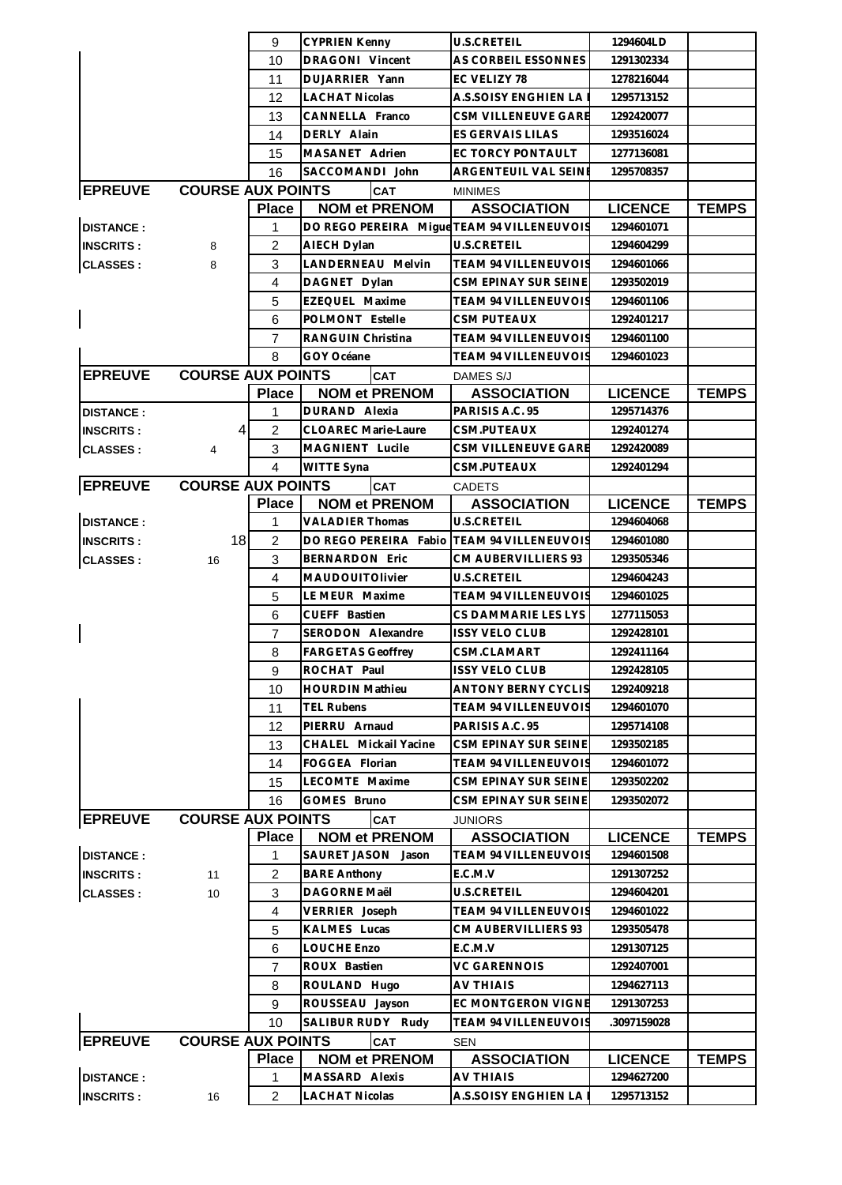| | | Place | NOM et PRENOM | ASSOCIATION | LICENCE | TEMPS |
|---|---|---|---|---|---|---|
| | | 9 | CYPRIEN Kenny | U.S.CRETEIL | 1294604LD | |
| | | 10 | DRAGONI Vincent | AS CORBEIL ESSONNES | 1291302334 | |
| | | 11 | DUJARRIER Yann | EC VELIZY 78 | 1278216044 | |
| | | 12 | LACHAT Nicolas | A.S.SOISY ENGHIEN LA I | 1295713152 | |
| | | 13 | CANNELLA Franco | CSM VILLENEUVE GARE | 1292420077 | |
| | | 14 | DERLY Alain | ES GERVAIS LILAS | 1293516024 | |
| | | 15 | MASANET Adrien | EC TORCY PONTAULT | 1277136081 | |
| | | 16 | SACCOMANDI John | ARGENTEUIL VAL SEINE | 1295708357 | |

| EPREUVE | COURSE AUX POINTS | | CAT | MINIMES | | |
|---|---|---|---|---|---|---|
| | | Place | NOM et PRENOM | ASSOCIATION | LICENCE | TEMPS |
| DISTANCE : | | 1 | DO REGO PEREIRA Migue | TEAM 94 VILLENEUVOIS | 1294601071 | |
| INSCRITS : | 8 | 2 | AIECH Dylan | U.S.CRETEIL | 1294604299 | |
| CLASSES : | 8 | 3 | LANDERNEAU Melvin | TEAM 94 VILLENEUVOIS | 1294601066 | |
| | | 4 | DAGNET Dylan | CSM EPINAY SUR SEINE | 1293502019 | |
| | | 5 | EZEQUEL Maxime | TEAM 94 VILLENEUVOIS | 1294601106 | |
| | | 6 | POLMONT Estelle | CSM PUTEAUX | 1292401217 | |
| | | 7 | RANGUIN Christina | TEAM 94 VILLENEUVOIS | 1294601100 | |
| | | 8 | GOY Océane | TEAM 94 VILLENEUVOIS | 1294601023 | |

| EPREUVE | COURSE AUX POINTS | | CAT | DAMES S/J | | |
|---|---|---|---|---|---|---|
| | | Place | NOM et PRENOM | ASSOCIATION | LICENCE | TEMPS |
| DISTANCE : | | 1 | DURAND Alexia | PARISIS A.C. 95 | 1295714376 | |
| INSCRITS : | 4 | 2 | CLOAREC Marie-Laure | CSM.PUTEAUX | 1292401274 | |
| CLASSES : | 4 | 3 | MAGNIENT Lucile | CSM VILLENEUVE GARE | 1292420089 | |
| | | 4 | WITTE Syna | CSM.PUTEAUX | 1292401294 | |

| EPREUVE | COURSE AUX POINTS | | CAT | CADETS | | |
|---|---|---|---|---|---|---|
| | | Place | NOM et PRENOM | ASSOCIATION | LICENCE | TEMPS |
| DISTANCE : | | 1 | VALADIER Thomas | U.S.CRETEIL | 1294604068 | |
| INSCRITS : | 18 | 2 | DO REGO PEREIRA Fabio | TEAM 94 VILLENEUVOIS | 1294601080 | |
| CLASSES : | 16 | 3 | BERNARDON Eric | CM AUBERVILLIERS 93 | 1293505346 | |
| | | 4 | MAUDOUITOlivier | U.S.CRETEIL | 1294604243 | |
| | | 5 | LE MEUR Maxime | TEAM 94 VILLENEUVOIS | 1294601025 | |
| | | 6 | CUEFF Bastien | CS DAMMARIE LES LYS | 1277115053 | |
| | | 7 | SERODON Alexandre | ISSY VELO CLUB | 1292428101 | |
| | | 8 | FARGETAS Geoffrey | CSM.CLAMART | 1292411164 | |
| | | 9 | ROCHAT Paul | ISSY VELO CLUB | 1292428105 | |
| | | 10 | HOURDIN Mathieu | ANTONY BERNY CYCLIS | 1292409218 | |
| | | 11 | TEL Rubens | TEAM 94 VILLENEUVOIS | 1294601070 | |
| | | 12 | PIERRU Arnaud | PARISIS A.C. 95 | 1295714108 | |
| | | 13 | CHALEL Mickail Yacine | CSM EPINAY SUR SEINE | 1293502185 | |
| | | 14 | FOGGEA Florian | TEAM 94 VILLENEUVOIS | 1294601072 | |
| | | 15 | LECOMTE Maxime | CSM EPINAY SUR SEINE | 1293502202 | |
| | | 16 | GOMES Bruno | CSM EPINAY SUR SEINE | 1293502072 | |

| EPREUVE | COURSE AUX POINTS | | CAT | JUNIORS | | |
|---|---|---|---|---|---|---|
| | | Place | NOM et PRENOM | ASSOCIATION | LICENCE | TEMPS |
| DISTANCE : | | 1 | SAURET JASON Jason | TEAM 94 VILLENEUVOIS | 1294601508 | |
| INSCRITS : | 11 | 2 | BARE Anthony | E.C.M.V | 1291307252 | |
| CLASSES : | 10 | 3 | DAGORNE Maël | U.S.CRETEIL | 1294604201 | |
| | | 4 | VERRIER Joseph | TEAM 94 VILLENEUVOIS | 1294601022 | |
| | | 5 | KALMES Lucas | CM AUBERVILLIERS 93 | 1293505478 | |
| | | 6 | LOUCHE Enzo | E.C.M.V | 1291307125 | |
| | | 7 | ROUX Bastien | VC GARENNOIS | 1292407001 | |
| | | 8 | ROULAND Hugo | AV THIAIS | 1294627113 | |
| | | 9 | ROUSSEAU Jayson | EC MONTGERON VIGNE | 1291307253 | |
| | | 10 | SALIBUR RUDY Rudy | TEAM 94 VILLENEUVOIS | .3097159028 | |

| EPREUVE | COURSE AUX POINTS | | CAT | SEN | | |
|---|---|---|---|---|---|---|
| | | Place | NOM et PRENOM | ASSOCIATION | LICENCE | TEMPS |
| DISTANCE : | | 1 | MASSARD Alexis | AV THIAIS | 1294627200 | |
| INSCRITS : | 16 | 2 | LACHAT Nicolas | A.S.SOISY ENGHIEN LA I | 1295713152 | |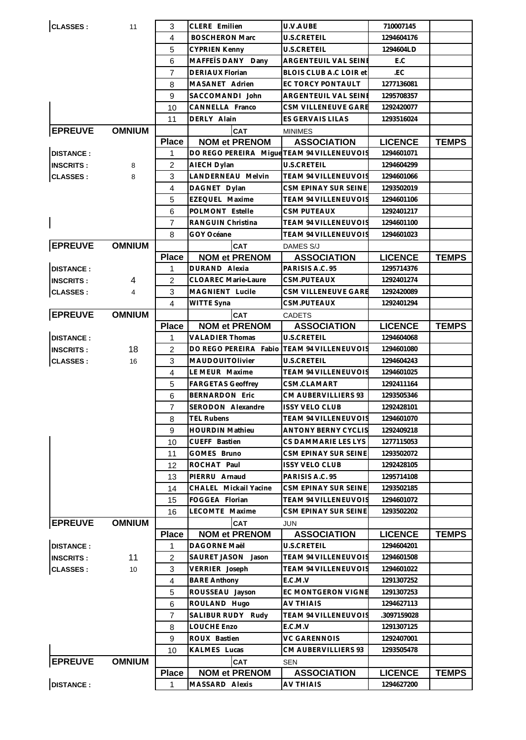| | | Place | NOM et PRENOM | ASSOCIATION | LICENCE | TEMPS |
|---|---|---|---|---|---|---|
| CLASSES : | 11 | 3 | CLERE Emilien | U.V.AUBE | 710007145 | |
| | | 4 | BOSCHERON Marc | U.S.CRETEIL | 1294604176 | |
| | | 5 | CYPRIEN Kenny | U.S.CRETEIL | 1294604LD | |
| | | 6 | MAFFEÏS DANY Dany | ARGENTEUIL VAL SEINE | E.C | |
| | | 7 | DERIAUX Florian | BLOIS CLUB A.C LOIR et | .EC | |
| | | 8 | MASANET Adrien | EC TORCY PONTAULT | 1277136081 | |
| | | 9 | SACCOMANDI John | ARGENTEUIL VAL SEINE | 1295708357 | |
| | | 10 | CANNELLA Franco | CSM VILLENEUVE GARE | 1292420077 | |
| | | 11 | DERLY Alain | ES GERVAIS LILAS | 1293516024 | |

| EPREUVE | OMNIUM | | CAT | MINIMES | | |
|---|---|---|---|---|---|---|
| | | Place | NOM et PRENOM | ASSOCIATION | LICENCE | TEMPS |
| DISTANCE : | | 1 | DO REGO PEREIRA Migue | TEAM 94 VILLENEUVOIS | 1294601071 | |
| INSCRITS : | 8 | 2 | AIECH Dylan | U.S.CRETEIL | 1294604299 | |
| CLASSES : | 8 | 3 | LANDERNEAU Melvin | TEAM 94 VILLENEUVOIS | 1294601066 | |
| | | 4 | DAGNET Dylan | CSM EPINAY SUR SEINE | 1293502019 | |
| | | 5 | EZEQUEL Maxime | TEAM 94 VILLENEUVOIS | 1294601106 | |
| | | 6 | POLMONT Estelle | CSM PUTEAUX | 1292401217 | |
| | | 7 | RANGUIN Christina | TEAM 94 VILLENEUVOIS | 1294601100 | |
| | | 8 | GOY Océane | TEAM 94 VILLENEUVOIS | 1294601023 | |

| EPREUVE | OMNIUM | | CAT | DAMES S/J | | |
|---|---|---|---|---|---|---|
| | | Place | NOM et PRENOM | ASSOCIATION | LICENCE | TEMPS |
| DISTANCE : | | 1 | DURAND Alexia | PARISIS A.C. 95 | 1295714376 | |
| INSCRITS : | 4 | 2 | CLOAREC Marie-Laure | CSM.PUTEAUX | 1292401274 | |
| CLASSES : | 4 | 3 | MAGNIENT Lucile | CSM VILLENEUVE GARE | 1292420089 | |
| | | 4 | WITTE Syna | CSM.PUTEAUX | 1292401294 | |

| EPREUVE | OMNIUM | | CAT | CADETS | | |
|---|---|---|---|---|---|---|
| | | Place | NOM et PRENOM | ASSOCIATION | LICENCE | TEMPS |
| DISTANCE : | | 1 | VALADIER Thomas | U.S.CRETEIL | 1294604068 | |
| INSCRITS : | 18 | 2 | DO REGO PEREIRA Fabio | TEAM 94 VILLENEUVOIS | 1294601080 | |
| CLASSES : | 16 | 3 | MAUDOUITOlivier | U.S.CRETEIL | 1294604243 | |
| | | 4 | LE MEUR Maxime | TEAM 94 VILLENEUVOIS | 1294601025 | |
| | | 5 | FARGETAS Geoffrey | CSM.CLAMART | 1292411164 | |
| | | 6 | BERNARDON Eric | CM AUBERVILLIERS 93 | 1293505346 | |
| | | 7 | SERODON Alexandre | ISSY VELO CLUB | 1292428101 | |
| | | 8 | TEL Rubens | TEAM 94 VILLENEUVOIS | 1294601070 | |
| | | 9 | HOURDIN Mathieu | ANTONY BERNY CYCLIS | 1292409218 | |
| | | 10 | CUEFF Bastien | CS DAMMARIE LES LYS | 1277115053 | |
| | | 11 | GOMES Bruno | CSM EPINAY SUR SEINE | 1293502072 | |
| | | 12 | ROCHAT Paul | ISSY VELO CLUB | 1292428105 | |
| | | 13 | PIERRU Arnaud | PARISIS A.C. 95 | 1295714108 | |
| | | 14 | CHALEL Mickail Yacine | CSM EPINAY SUR SEINE | 1293502185 | |
| | | 15 | FOGGEA Florian | TEAM 94 VILLENEUVOIS | 1294601072 | |
| | | 16 | LECOMTE Maxime | CSM EPINAY SUR SEINE | 1293502202 | |

| EPREUVE | OMNIUM | | CAT | JUN | | |
|---|---|---|---|---|---|---|
| | | Place | NOM et PRENOM | ASSOCIATION | LICENCE | TEMPS |
| DISTANCE : | | 1 | DAGORNE Maël | U.S.CRETEIL | 1294604201 | |
| INSCRITS : | 11 | 2 | SAURET JASON Jason | TEAM 94 VILLENEUVOIS | 1294601508 | |
| CLASSES : | 10 | 3 | VERRIER Joseph | TEAM 94 VILLENEUVOIS | 1294601022 | |
| | | 4 | BARE Anthony | E.C.M.V | 1291307252 | |
| | | 5 | ROUSSEAU Jayson | EC MONTGERON VIGNE | 1291307253 | |
| | | 6 | ROULAND Hugo | AV THIAIS | 1294627113 | |
| | | 7 | SALIBUR RUDY Rudy | TEAM 94 VILLENEUVOIS | .3097159028 | |
| | | 8 | LOUCHE Enzo | E.C.M.V | 1291307125 | |
| | | 9 | ROUX Bastien | VC GARENNOIS | 1292407001 | |
| | | 10 | KALMES Lucas | CM AUBERVILLIERS 93 | 1293505478 | |

| EPREUVE | OMNIUM | | CAT | SEN | | |
|---|---|---|---|---|---|---|
| | | Place | NOM et PRENOM | ASSOCIATION | LICENCE | TEMPS |
| DISTANCE : | | 1 | MASSARD Alexis | AV THIAIS | 1294627200 | |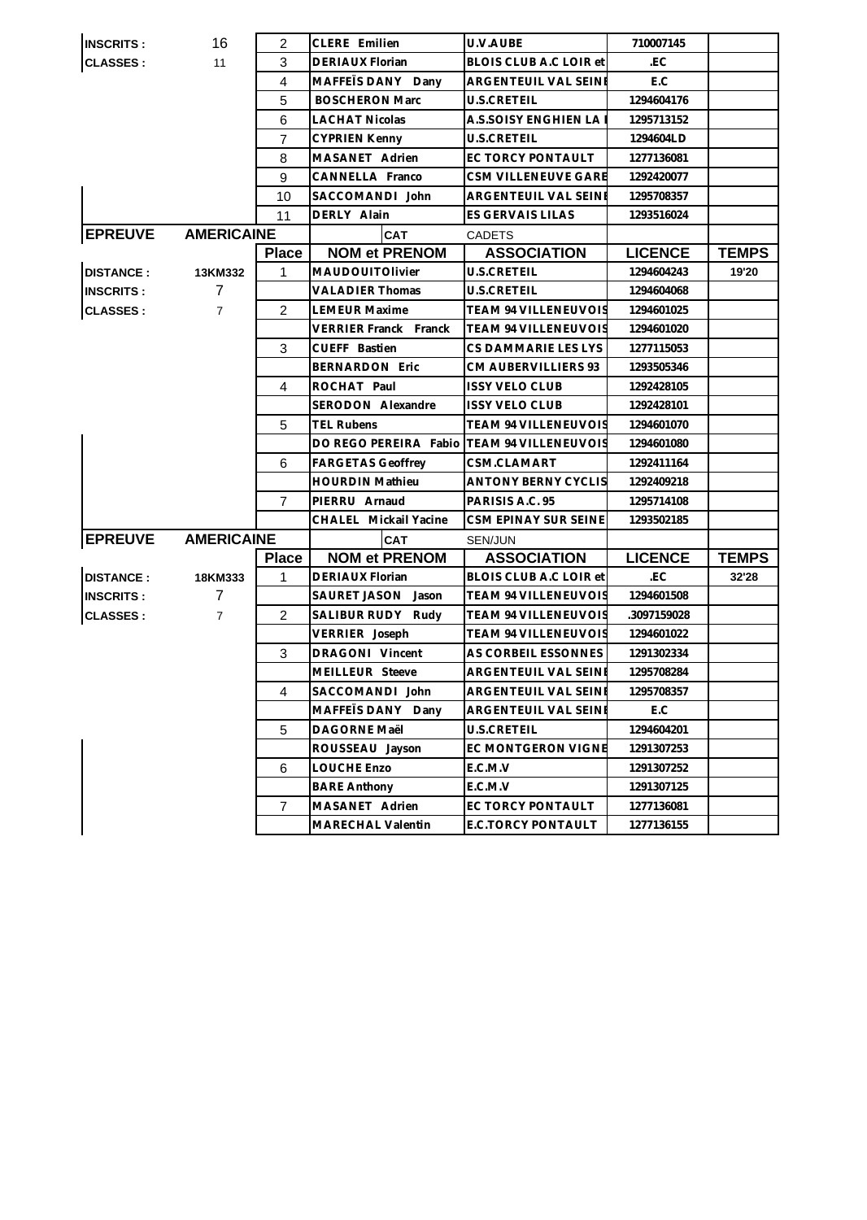| | | | | | | |
|---|---|---|---|---|---|---|
| **INSCRITS :** | 16 | 2 | CLERE Emilien | U.V.AUBE | 710007145 | |
| **CLASSES :** | 11 | 3 | DERIAUX Florian | BLOIS CLUB A.C LOIR et | .EC | |
| | | 4 | MAFFEÏS DANY Dany | ARGENTEUIL VAL SEINE | E.C | |
| | | 5 | BOSCHERON Marc | U.S.CRETEIL | 1294604176 | |
| | | 6 | LACHAT Nicolas | A.S.SOISY ENGHIEN LA | 1295713152 | |
| | | 7 | CYPRIEN Kenny | U.S.CRETEIL | 1294604LD | |
| | | 8 | MASANET Adrien | EC TORCY PONTAULT | 1277136081 | |
| | | 9 | CANNELLA Franco | CSM VILLENEUVE GARE | 1292420077 | |
| | | 10 | SACCOMANDI John | ARGENTEUIL VAL SEINE | 1295708357 | |
| | | 11 | DERLY Alain | ES GERVAIS LILAS | 1293516024 | |

| **EPREUVE** | **AMERICAINE** | | CAT | CADETS | | |
|---|---|---|---|---|---|---|
| | | **Place** | **NOM et PRENOM** | **ASSOCIATION** | **LICENCE** | **TEMPS** |
| **DISTANCE :** | 13KM332 | 1 | MAUDOUITOlivier | U.S.CRETEIL | 1294604243 | 19'20 |
| **INSCRITS :** | 7 | | VALADIER Thomas | U.S.CRETEIL | 1294604068 | |
| **CLASSES :** | 7 | 2 | LEMEUR Maxime | TEAM 94 VILLENEUVOIS | 1294601025 | |
| | | | VERRIER Franck Franck | TEAM 94 VILLENEUVOIS | 1294601020 | |
| | | 3 | CUEFF Bastien | CS DAMMARIE LES LYS | 1277115053 | |
| | | | BERNARDON Eric | CM AUBERVILLIERS 93 | 1293505346 | |
| | | 4 | ROCHAT Paul | ISSY VELO CLUB | 1292428105 | |
| | | | SERODON Alexandre | ISSY VELO CLUB | 1292428101 | |
| | | 5 | TEL Rubens | TEAM 94 VILLENEUVOIS | 1294601070 | |
| | | | DO REGO PEREIRA Fabio | TEAM 94 VILLENEUVOIS | 1294601080 | |
| | | 6 | FARGETAS Geoffrey | CSM.CLAMART | 1292411164 | |
| | | | HOURDIN Mathieu | ANTONY BERNY CYCLIS | 1292409218 | |
| | | 7 | PIERRU Arnaud | PARISIS A.C. 95 | 1295714108 | |
| | | | CHALEL Mickail Yacine | CSM EPINAY SUR SEINE | 1293502185 | |

| **EPREUVE** | **AMERICAINE** | | CAT | SEN/JUN | | |
|---|---|---|---|---|---|---|
| | | **Place** | **NOM et PRENOM** | **ASSOCIATION** | **LICENCE** | **TEMPS** |
| **DISTANCE :** | 18KM333 | 1 | DERIAUX Florian | BLOIS CLUB A.C LOIR et | .EC | 32'28 |
| **INSCRITS :** | 7 | | SAURET JASON Jason | TEAM 94 VILLENEUVOIS | 1294601508 | |
| **CLASSES :** | 7 | 2 | SALIBUR RUDY Rudy | TEAM 94 VILLENEUVOIS | .3097159028 | |
| | | | VERRIER Joseph | TEAM 94 VILLENEUVOIS | 1294601022 | |
| | | 3 | DRAGONI Vincent | AS CORBEIL ESSONNES | 1291302334 | |
| | | | MEILLEUR Steeve | ARGENTEUIL VAL SEINE | 1295708284 | |
| | | 4 | SACCOMANDI John | ARGENTEUIL VAL SEINE | 1295708357 | |
| | | | MAFFEÏS DANY Dany | ARGENTEUIL VAL SEINE | E.C | |
| | | 5 | DAGORNE Maël | U.S.CRETEIL | 1294604201 | |
| | | | ROUSSEAU Jayson | EC MONTGERON VIGNE | 1291307253 | |
| | | 6 | LOUCHE Enzo | E.C.M.V | 1291307252 | |
| | | | BARE Anthony | E.C.M.V | 1291307125 | |
| | | 7 | MASANET Adrien | EC TORCY PONTAULT | 1277136081 | |
| | | | MARECHAL Valentin | E.C.TORCY PONTAULT | 1277136155 | |